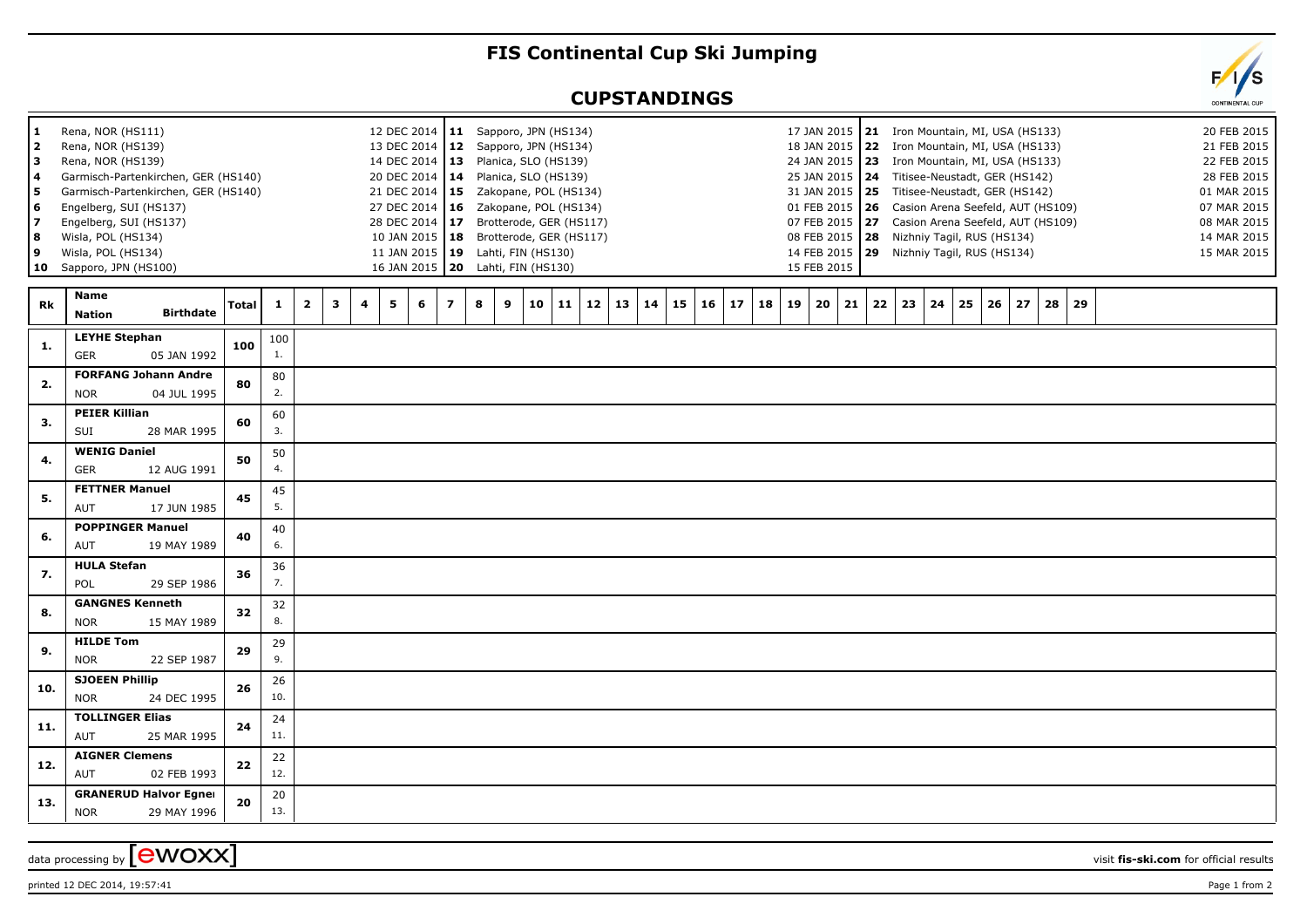# FIS Continental Cup Ski Jumping

## CUPSTANDINGS

| | | | | | | | |
|---|---|---|---|---|---|---|---|
| 1 | Rena, NOR (HS111) | 12 DEC 2014 | 11 | Sapporo, JPN (HS134) | 17 JAN 2015 | 21 | Iron Mountain, MI, USA (HS133) | 20 FEB 2015 |
| 2 | Rena, NOR (HS139) | 13 DEC 2014 | 12 | Sapporo, JPN (HS134) | 18 JAN 2015 | 22 | Iron Mountain, MI, USA (HS133) | 21 FEB 2015 |
| 3 | Rena, NOR (HS139) | 14 DEC 2014 | 13 | Planica, SLO (HS139) | 24 JAN 2015 | 23 | Iron Mountain, MI, USA (HS133) | 22 FEB 2015 |
| 4 | Garmisch-Partenkirchen, GER (HS140) | 20 DEC 2014 | 14 | Planica, SLO (HS139) | 25 JAN 2015 | 24 | Titisee-Neustadt, GER (HS142) | 28 FEB 2015 |
| 5 | Garmisch-Partenkirchen, GER (HS140) | 21 DEC 2014 | 15 | Zakopane, POL (HS134) | 31 JAN 2015 | 25 | Titisee-Neustadt, GER (HS142) | 01 MAR 2015 |
| 6 | Engelberg, SUI (HS137) | 27 DEC 2014 | 16 | Zakopane, POL (HS134) | 01 FEB 2015 | 26 | Casion Arena Seefeld, AUT (HS109) | 07 MAR 2015 |
| 7 | Engelberg, SUI (HS137) | 28 DEC 2014 | 17 | Brotterode, GER (HS117) | 07 FEB 2015 | 27 | Casion Arena Seefeld, AUT (HS109) | 08 MAR 2015 |
| 8 | Wisla, POL (HS134) | 10 JAN 2015 | 18 | Brotterode, GER (HS117) | 08 FEB 2015 | 28 | Nizhniy Tagil, RUS (HS134) | 14 MAR 2015 |
| 9 | Wisla, POL (HS134) | 11 JAN 2015 | 19 | Lahti, FIN (HS130) | 14 FEB 2015 | 29 | Nizhniy Tagil, RUS (HS134) | 15 MAR 2015 |
| 10 | Sapporo, JPN (HS100) | 16 JAN 2015 | 20 | Lahti, FIN (HS130) | 15 FEB 2015 | | | |

| Rk | Name / Nation / Birthdate | Total | 1 | 2 | 3 | 4 | 5 | 6 | 7 | 8 | 9 | 10 | 11 | 12 | 13 | 14 | 15 | 16 | 17 | 18 | 19 | 20 | 21 | 22 | 23 | 24 | 25 | 26 | 27 | 28 | 29 |
|---|---|---|---|---|---|---|---|---|---|---|---|---|---|---|---|---|---|---|---|---|---|---|---|---|---|---|---|---|---|---|---|
| 1. | **LEYHE Stephan** GER 05 JAN 1992 | 100 | 100 1. | | | | | | | | | | | | | | | | | | | | | | | | | | | | |
| 2. | **FORFANG Johann Andre** NOR 04 JUL 1995 | 80 | 80 2. | | | | | | | | | | | | | | | | | | | | | | | | | | | | |
| 3. | **PEIER Killian** SUI 28 MAR 1995 | 60 | 60 3. | | | | | | | | | | | | | | | | | | | | | | | | | | | | |
| 4. | **WENIG Daniel** GER 12 AUG 1991 | 50 | 50 4. | | | | | | | | | | | | | | | | | | | | | | | | | | | | |
| 5. | **FETTNER Manuel** AUT 17 JUN 1985 | 45 | 45 5. | | | | | | | | | | | | | | | | | | | | | | | | | | | | |
| 6. | **POPPINGER Manuel** AUT 19 MAY 1989 | 40 | 40 6. | | | | | | | | | | | | | | | | | | | | | | | | | | | | |
| 7. | **HULA Stefan** POL 29 SEP 1986 | 36 | 36 7. | | | | | | | | | | | | | | | | | | | | | | | | | | | | |
| 8. | **GANGNES Kenneth** NOR 15 MAY 1989 | 32 | 32 8. | | | | | | | | | | | | | | | | | | | | | | | | | | | | |
| 9. | **HILDE Tom** NOR 22 SEP 1987 | 29 | 29 9. | | | | | | | | | | | | | | | | | | | | | | | | | | | | |
| 10. | **SJOEEN Phillip** NOR 24 DEC 1995 | 26 | 26 10. | | | | | | | | | | | | | | | | | | | | | | | | | | | | |
| 11. | **TOLLINGER Elias** AUT 25 MAR 1995 | 24 | 24 11. | | | | | | | | | | | | | | | | | | | | | | | | | | | | |
| 12. | **AIGNER Clemens** AUT 02 FEB 1993 | 22 | 22 12. | | | | | | | | | | | | | | | | | | | | | | | | | | | | |
| 13. | **GRANERUD Halvor Egner** NOR 29 MAY 1996 | 20 | 20 13. | | | | | | | | | | | | | | | | | | | | | | | | | | | | |

data processing by [ewoxx] — visit **fis-ski.com** for official results

printed 12 DEC 2014, 19:57:41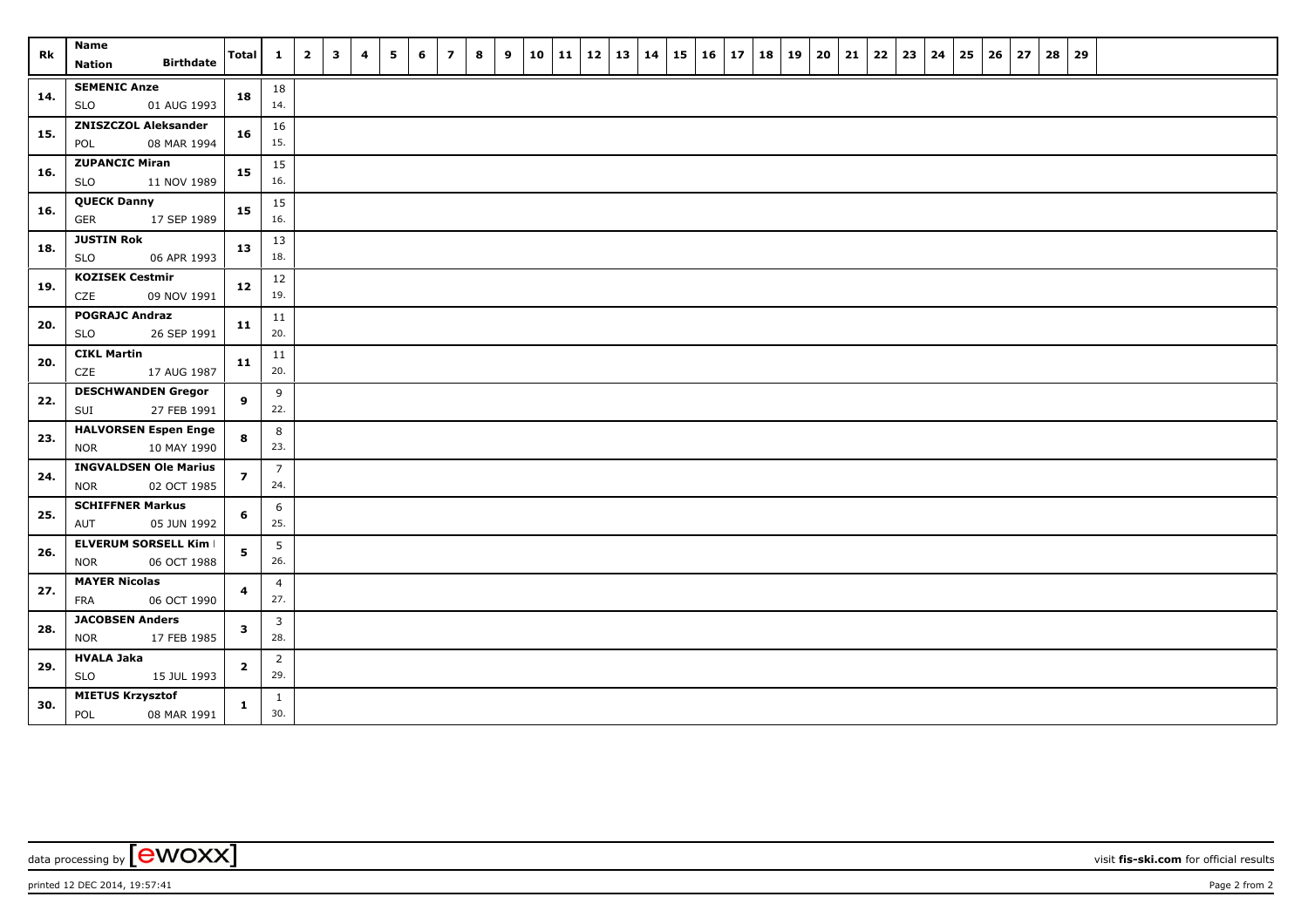| Rk | Name<br>Nation Birthdate | Total | 1 | 2 | 3 | 4 | 5 | 6 | 7 | 8 | 9 | 10 | 11 | 12 | 13 | 14 | 15 | 16 | 17 | 18 | 19 | 20 | 21 | 22 | 23 | 24 | 25 | 26 | 27 | 28 | 29 |
|---|---|---|---|---|---|---|---|---|---|---|---|---|---|---|---|---|---|---|---|---|---|---|---|---|---|---|---|---|---|---|---|
| 14. | **SEMENIC Anze**<br>SLO 01 AUG 1993 | **18** | 18<br>14. | | | | | | | | | | | | | | | | | | | | | | | | | | | | |
| 15. | **ZNISZCZOL Aleksander**<br>POL 08 MAR 1994 | **16** | 16<br>15. | | | | | | | | | | | | | | | | | | | | | | | | | | | | |
| 16. | **ZUPANCIC Miran**<br>SLO 11 NOV 1989 | **15** | 15<br>16. | | | | | | | | | | | | | | | | | | | | | | | | | | | | |
| 16. | **QUECK Danny**<br>GER 17 SEP 1989 | **15** | 15<br>16. | | | | | | | | | | | | | | | | | | | | | | | | | | | | |
| 18. | **JUSTIN Rok**<br>SLO 06 APR 1993 | **13** | 13<br>18. | | | | | | | | | | | | | | | | | | | | | | | | | | | | |
| 19. | **KOZISEK Cestmir**<br>CZE 09 NOV 1991 | **12** | 12<br>19. | | | | | | | | | | | | | | | | | | | | | | | | | | | | |
| 20. | **POGRAJC Andraz**<br>SLO 26 SEP 1991 | **11** | 11<br>20. | | | | | | | | | | | | | | | | | | | | | | | | | | | | |
| 20. | **CIKL Martin**<br>CZE 17 AUG 1987 | **11** | 11<br>20. | | | | | | | | | | | | | | | | | | | | | | | | | | | | |
| 22. | **DESCHWANDEN Gregor**<br>SUI 27 FEB 1991 | **9** | 9<br>22. | | | | | | | | | | | | | | | | | | | | | | | | | | | | |
| 23. | **HALVORSEN Espen Enge**<br>NOR 10 MAY 1990 | **8** | 8<br>23. | | | | | | | | | | | | | | | | | | | | | | | | | | | | |
| 24. | **INGVALDSEN Ole Marius**<br>NOR 02 OCT 1985 | **7** | 7<br>24. | | | | | | | | | | | | | | | | | | | | | | | | | | | | |
| 25. | **SCHIFFNER Markus**<br>AUT 05 JUN 1992 | **6** | 6<br>25. | | | | | | | | | | | | | | | | | | | | | | | | | | | | |
| 26. | **ELVERUM SORSELL Kim**<br>NOR 06 OCT 1988 | **5** | 5<br>26. | | | | | | | | | | | | | | | | | | | | | | | | | | | | |
| 27. | **MAYER Nicolas**<br>FRA 06 OCT 1990 | **4** | 4<br>27. | | | | | | | | | | | | | | | | | | | | | | | | | | | | |
| 28. | **JACOBSEN Anders**<br>NOR 17 FEB 1985 | **3** | 3<br>28. | | | | | | | | | | | | | | | | | | | | | | | | | | | | |
| 29. | **HVALA Jaka**<br>SLO 15 JUL 1993 | **2** | 2<br>29. | | | | | | | | | | | | | | | | | | | | | | | | | | | | |
| 30. | **MIETUS Krzysztof**<br>POL 08 MAR 1991 | **1** | 1<br>30. | | | | | | | | | | | | | | | | | | | | | | | | | | | | |

data processing by [ewoxx] visit **fis-ski.com** for official results

printed 12 DEC 2014, 19:57:41